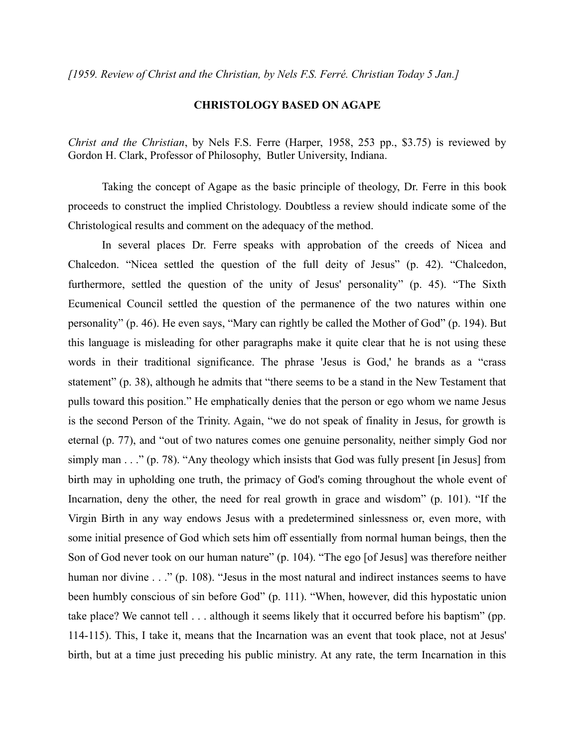*[1959. Review of Christ and the Christian, by Nels F.S. Ferré. Christian Today 5 Jan.]*

**CHRISTOLOGY BASED ON AGAPE**

*Christ and the Christian*, by Nels F.S. Ferre (Harper, 1958, 253 pp., $3.75) is reviewed by Gordon H. Clark, Professor of Philosophy, Butler University, Indiana.

Taking the concept of Agape as the basic principle of theology, Dr. Ferre in this book proceeds to construct the implied Christology. Doubtless a review should indicate some of the Christological results and comment on the adequacy of the method.

In several places Dr. Ferre speaks with approbation of the creeds of Nicea and Chalcedon. "Nicea settled the question of the full deity of Jesus" (p. 42). "Chalcedon, furthermore, settled the question of the unity of Jesus' personality" (p. 45). "The Sixth Ecumenical Council settled the question of the permanence of the two natures within one personality" (p. 46). He even says, "Mary can rightly be called the Mother of God" (p. 194). But this language is misleading for other paragraphs make it quite clear that he is not using these words in their traditional significance. The phrase 'Jesus is God,' he brands as a "crass statement" (p. 38), although he admits that "there seems to be a stand in the New Testament that pulls toward this position." He emphatically denies that the person or ego whom we name Jesus is the second Person of the Trinity. Again, "we do not speak of finality in Jesus, for growth is eternal (p. 77), and "out of two natures comes one genuine personality, neither simply God nor simply man . . ." (p. 78). "Any theology which insists that God was fully present [in Jesus] from birth may in upholding one truth, the primacy of God's coming throughout the whole event of Incarnation, deny the other, the need for real growth in grace and wisdom" (p. 101). "If the Virgin Birth in any way endows Jesus with a predetermined sinlessness or, even more, with some initial presence of God which sets him off essentially from normal human beings, then the Son of God never took on our human nature" (p. 104). "The ego [of Jesus] was therefore neither human nor divine . . ." (p. 108). "Jesus in the most natural and indirect instances seems to have been humbly conscious of sin before God" (p. 111). "When, however, did this hypostatic union take place? We cannot tell . . . although it seems likely that it occurred before his baptism" (pp. 114-115). This, I take it, means that the Incarnation was an event that took place, not at Jesus' birth, but at a time just preceding his public ministry. At any rate, the term Incarnation in this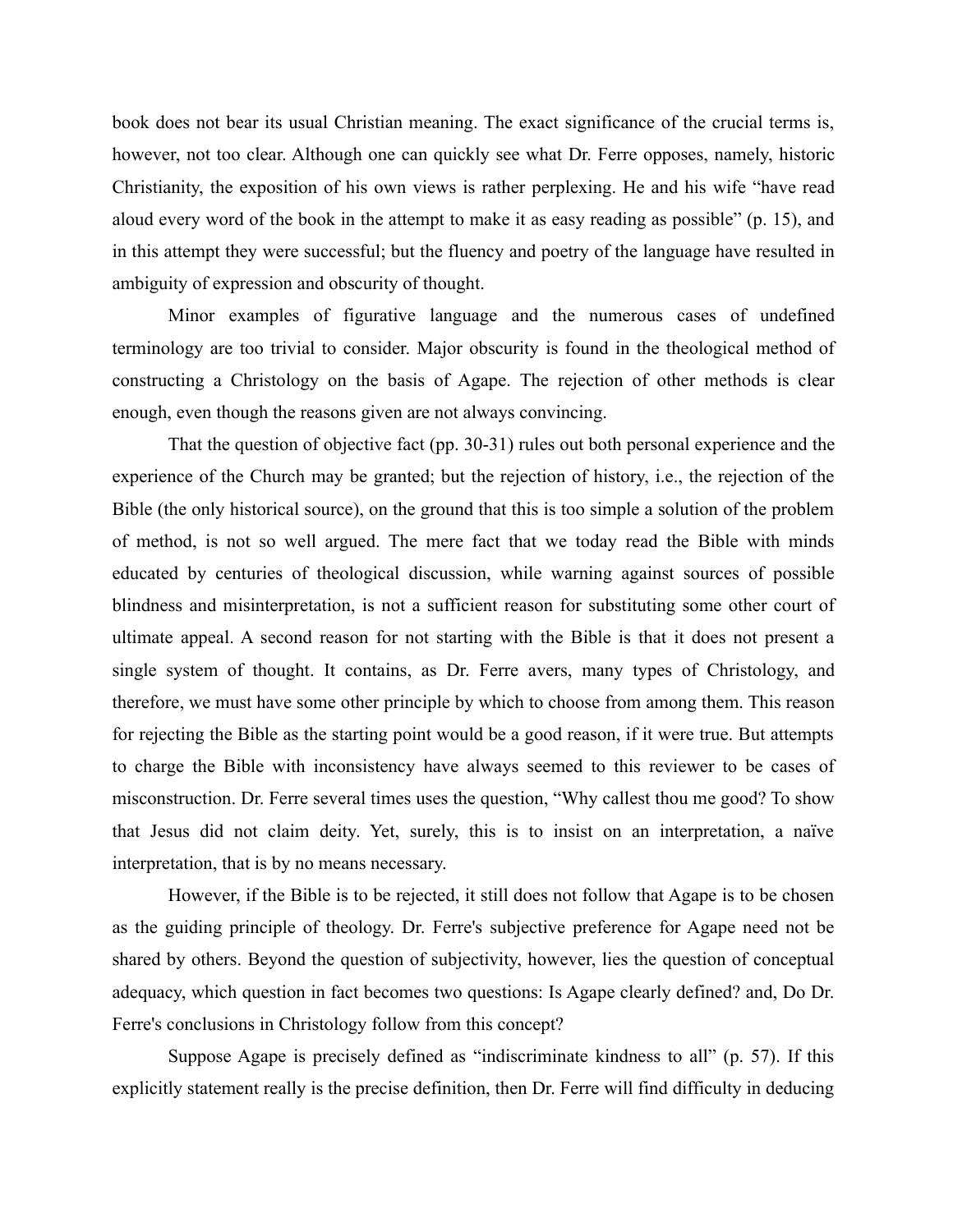book does not bear its usual Christian meaning. The exact significance of the crucial terms is, however, not too clear. Although one can quickly see what Dr. Ferre opposes, namely, historic Christianity, the exposition of his own views is rather perplexing. He and his wife "have read aloud every word of the book in the attempt to make it as easy reading as possible" (p. 15), and in this attempt they were successful; but the fluency and poetry of the language have resulted in ambiguity of expression and obscurity of thought.

Minor examples of figurative language and the numerous cases of undefined terminology are too trivial to consider. Major obscurity is found in the theological method of constructing a Christology on the basis of Agape. The rejection of other methods is clear enough, even though the reasons given are not always convincing.

That the question of objective fact (pp. 30-31) rules out both personal experience and the experience of the Church may be granted; but the rejection of history, i.e., the rejection of the Bible (the only historical source), on the ground that this is too simple a solution of the problem of method, is not so well argued. The mere fact that we today read the Bible with minds educated by centuries of theological discussion, while warning against sources of possible blindness and misinterpretation, is not a sufficient reason for substituting some other court of ultimate appeal. A second reason for not starting with the Bible is that it does not present a single system of thought. It contains, as Dr. Ferre avers, many types of Christology, and therefore, we must have some other principle by which to choose from among them. This reason for rejecting the Bible as the starting point would be a good reason, if it were true. But attempts to charge the Bible with inconsistency have always seemed to this reviewer to be cases of misconstruction. Dr. Ferre several times uses the question, "Why callest thou me good? To show that Jesus did not claim deity. Yet, surely, this is to insist on an interpretation, a naïve interpretation, that is by no means necessary.

However, if the Bible is to be rejected, it still does not follow that Agape is to be chosen as the guiding principle of theology. Dr. Ferre's subjective preference for Agape need not be shared by others. Beyond the question of subjectivity, however, lies the question of conceptual adequacy, which question in fact becomes two questions: Is Agape clearly defined? and, Do Dr. Ferre's conclusions in Christology follow from this concept?

Suppose Agape is precisely defined as "indiscriminate kindness to all" (p. 57). If this explicitly statement really is the precise definition, then Dr. Ferre will find difficulty in deducing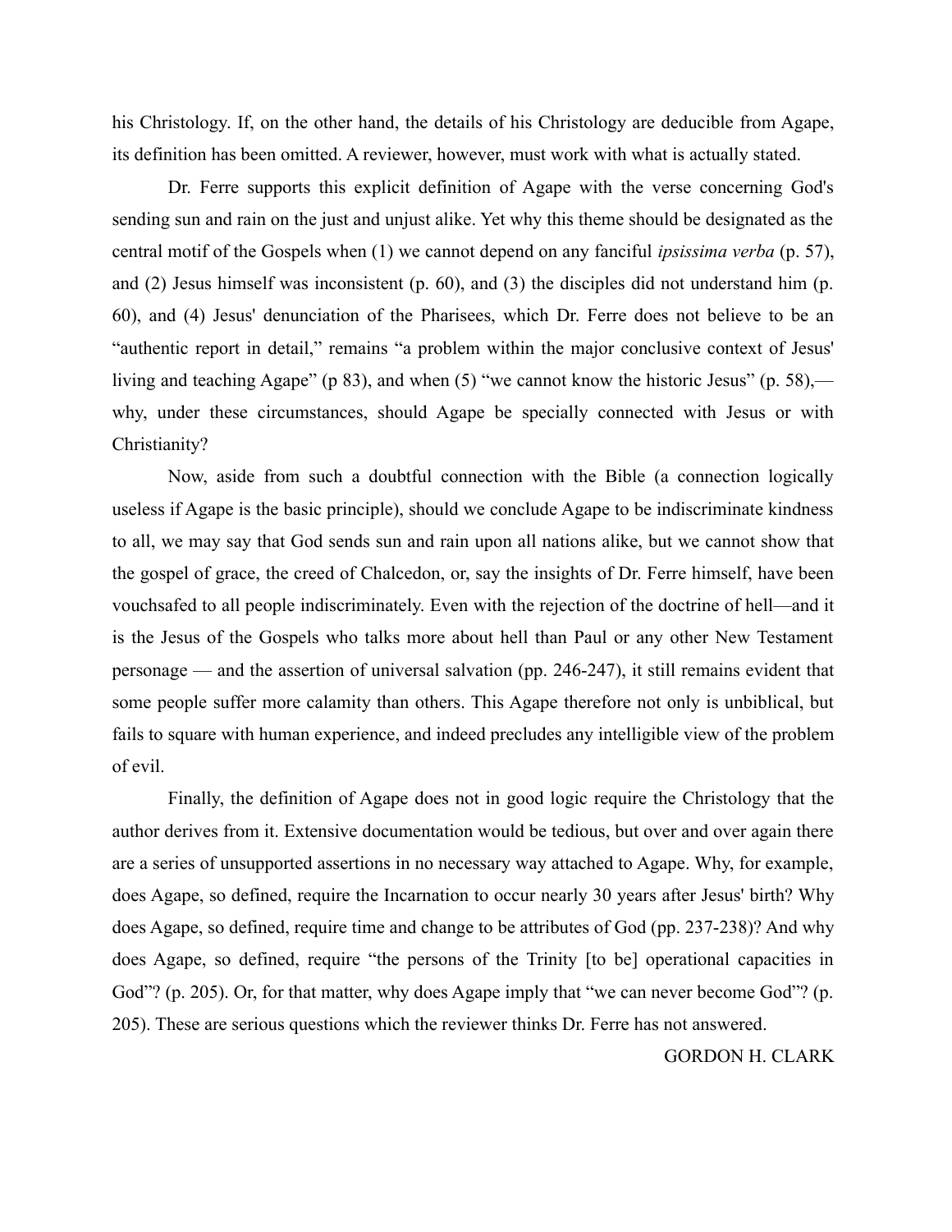his Christology. If, on the other hand, the details of his Christology are deducible from Agape, its definition has been omitted. A reviewer, however, must work with what is actually stated.

Dr. Ferre supports this explicit definition of Agape with the verse concerning God's sending sun and rain on the just and unjust alike. Yet why this theme should be designated as the central motif of the Gospels when (1) we cannot depend on any fanciful *ipsissima verba* (p. 57), and (2) Jesus himself was inconsistent (p. 60), and (3) the disciples did not understand him (p. 60), and (4) Jesus' denunciation of the Pharisees, which Dr. Ferre does not believe to be an "authentic report in detail," remains "a problem within the major conclusive context of Jesus' living and teaching Agape" (p 83), and when (5) "we cannot know the historic Jesus" (p. 58),— why, under these circumstances, should Agape be specially connected with Jesus or with Christianity?

Now, aside from such a doubtful connection with the Bible (a connection logically useless if Agape is the basic principle), should we conclude Agape to be indiscriminate kindness to all, we may say that God sends sun and rain upon all nations alike, but we cannot show that the gospel of grace, the creed of Chalcedon, or, say the insights of Dr. Ferre himself, have been vouchsafed to all people indiscriminately. Even with the rejection of the doctrine of hell—and it is the Jesus of the Gospels who talks more about hell than Paul or any other New Testament personage — and the assertion of universal salvation (pp. 246-247), it still remains evident that some people suffer more calamity than others. This Agape therefore not only is unbiblical, but fails to square with human experience, and indeed precludes any intelligible view of the problem of evil.

Finally, the definition of Agape does not in good logic require the Christology that the author derives from it. Extensive documentation would be tedious, but over and over again there are a series of unsupported assertions in no necessary way attached to Agape. Why, for example, does Agape, so defined, require the Incarnation to occur nearly 30 years after Jesus' birth? Why does Agape, so defined, require time and change to be attributes of God (pp. 237-238)? And why does Agape, so defined, require "the persons of the Trinity [to be] operational capacities in God"? (p. 205). Or, for that matter, why does Agape imply that "we can never become God"? (p. 205). These are serious questions which the reviewer thinks Dr. Ferre has not answered.

GORDON H. CLARK